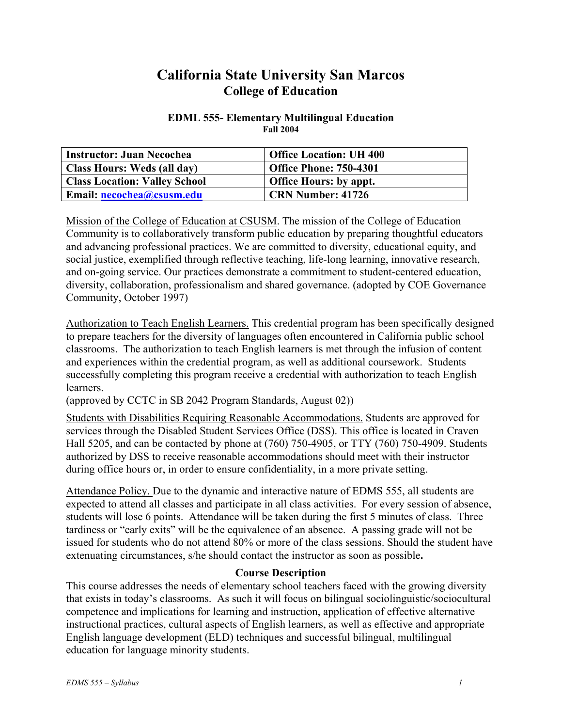# California State University San Marcos
## College of Education

### EDML 555- Elementary Multilingual Education
**Fall 2004**

| Instructor: Juan Necochea | Office Location: UH 400 |
|---|---|
| Class Hours: Weds (all day) | Office Phone: 750-4301 |
| Class Location: Valley School | Office Hours: by appt. |
| Email: necochea@csusm.edu | CRN Number: 41726 |

Mission of the College of Education at CSUSM. The mission of the College of Education Community is to collaboratively transform public education by preparing thoughtful educators and advancing professional practices. We are committed to diversity, educational equity, and social justice, exemplified through reflective teaching, life-long learning, innovative research, and on-going service. Our practices demonstrate a commitment to student-centered education, diversity, collaboration, professionalism and shared governance. (adopted by COE Governance Community, October 1997)

Authorization to Teach English Learners. This credential program has been specifically designed to prepare teachers for the diversity of languages often encountered in California public school classrooms. The authorization to teach English learners is met through the infusion of content and experiences within the credential program, as well as additional coursework. Students successfully completing this program receive a credential with authorization to teach English learners.
(approved by CCTC in SB 2042 Program Standards, August 02))

Students with Disabilities Requiring Reasonable Accommodations. Students are approved for services through the Disabled Student Services Office (DSS). This office is located in Craven Hall 5205, and can be contacted by phone at (760) 750-4905, or TTY (760) 750-4909. Students authorized by DSS to receive reasonable accommodations should meet with their instructor during office hours or, in order to ensure confidentiality, in a more private setting.

Attendance Policy. Due to the dynamic and interactive nature of EDMS 555, all students are expected to attend all classes and participate in all class activities. For every session of absence, students will lose 6 points. Attendance will be taken during the first 5 minutes of class. Three tardiness or "early exits" will be the equivalence of an absence. A passing grade will not be issued for students who do not attend 80% or more of the class sessions. Should the student have extenuating circumstances, s/he should contact the instructor as soon as possible**.**

### Course Description

This course addresses the needs of elementary school teachers faced with the growing diversity that exists in today's classrooms. As such it will focus on bilingual sociolinguistic/sociocultural competence and implications for learning and instruction, application of effective alternative instructional practices, cultural aspects of English learners, as well as effective and appropriate English language development (ELD) techniques and successful bilingual, multilingual education for language minority students.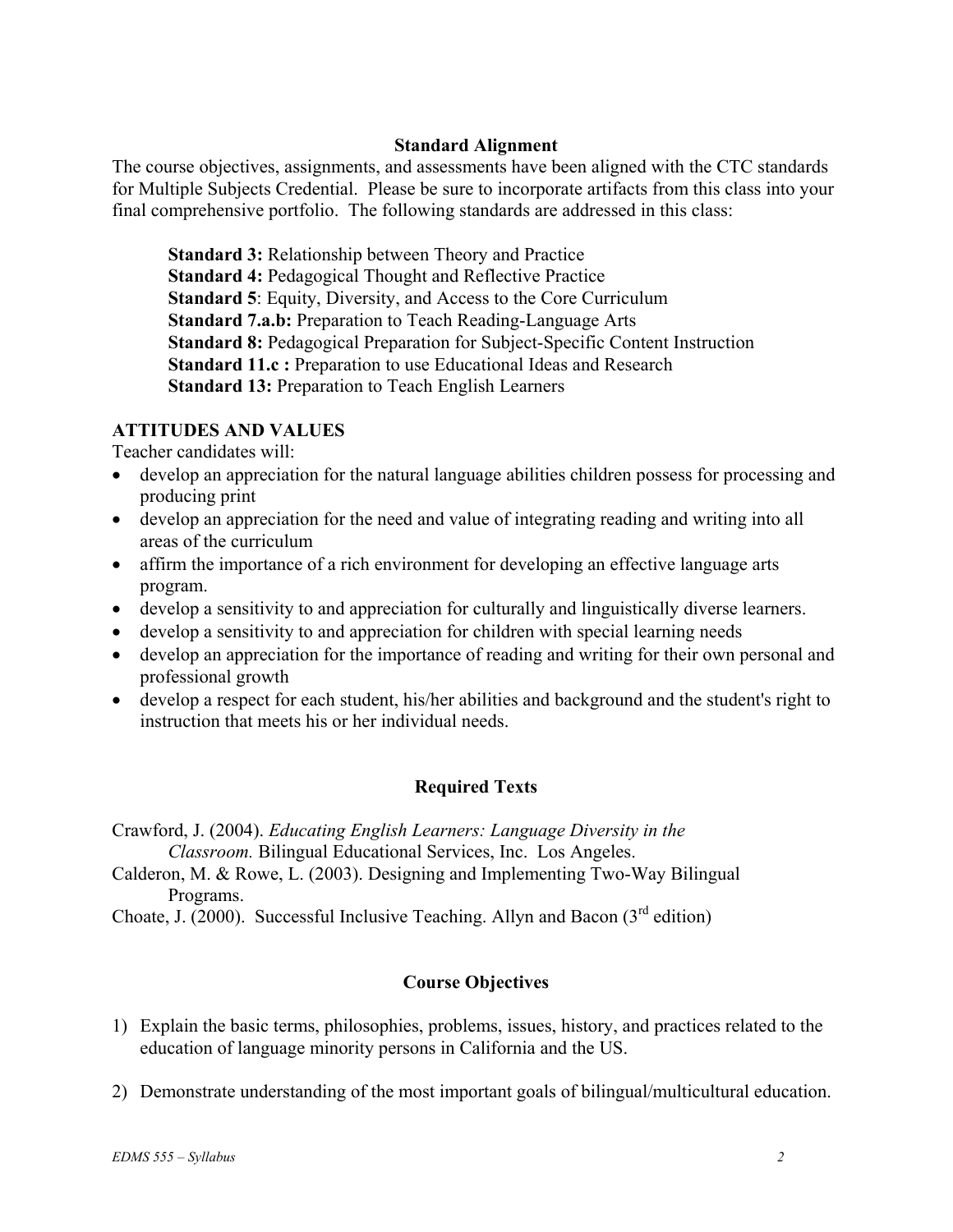## Standard Alignment

The course objectives, assignments, and assessments have been aligned with the CTC standards for Multiple Subjects Credential. Please be sure to incorporate artifacts from this class into your final comprehensive portfolio. The following standards are addressed in this class:

**Standard 3:** Relationship between Theory and Practice
**Standard 4:** Pedagogical Thought and Reflective Practice
**Standard 5**: Equity, Diversity, and Access to the Core Curriculum
**Standard 7.a.b:** Preparation to Teach Reading-Language Arts
**Standard 8:** Pedagogical Preparation for Subject-Specific Content Instruction
**Standard 11.c :** Preparation to use Educational Ideas and Research
**Standard 13:** Preparation to Teach English Learners

### ATTITUDES AND VALUES

Teacher candidates will:

- develop an appreciation for the natural language abilities children possess for processing and producing print
- develop an appreciation for the need and value of integrating reading and writing into all areas of the curriculum
- affirm the importance of a rich environment for developing an effective language arts program.
- develop a sensitivity to and appreciation for culturally and linguistically diverse learners.
- develop a sensitivity to and appreciation for children with special learning needs
- develop an appreciation for the importance of reading and writing for their own personal and professional growth
- develop a respect for each student, his/her abilities and background and the student's right to instruction that meets his or her individual needs.

## Required Texts

Crawford, J. (2004). *Educating English Learners: Language Diversity in the Classroom.* Bilingual Educational Services, Inc. Los Angeles.

Calderon, M. & Rowe, L. (2003). Designing and Implementing Two-Way Bilingual Programs.

Choate, J. (2000). Successful Inclusive Teaching. Allyn and Bacon (3rd edition)

## Course Objectives

1) Explain the basic terms, philosophies, problems, issues, history, and practices related to the education of language minority persons in California and the US.

2) Demonstrate understanding of the most important goals of bilingual/multicultural education.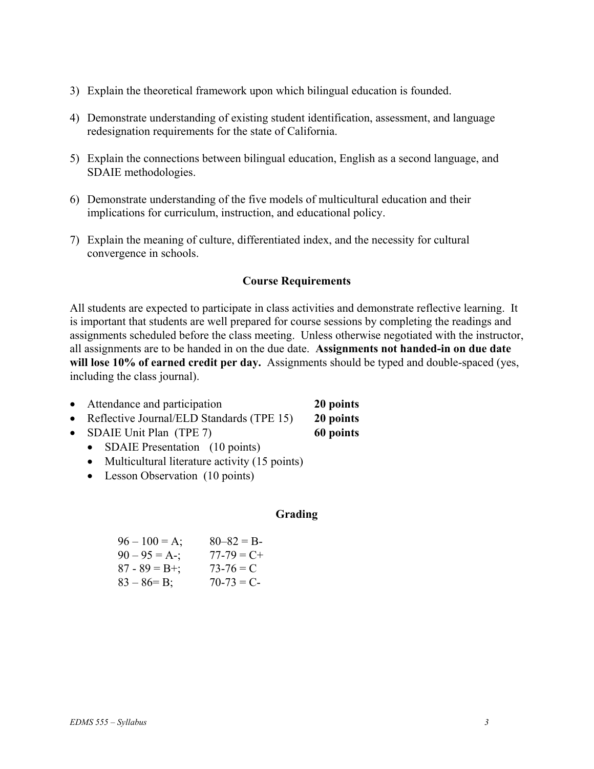3) Explain the theoretical framework upon which bilingual education is founded.

4) Demonstrate understanding of existing student identification, assessment, and language redesignation requirements for the state of California.

5) Explain the connections between bilingual education, English as a second language, and SDAIE methodologies.

6) Demonstrate understanding of the five models of multicultural education and their implications for curriculum, instruction, and educational policy.

7) Explain the meaning of culture, differentiated index, and the necessity for cultural convergence in schools.

## Course Requirements

All students are expected to participate in class activities and demonstrate reflective learning. It is important that students are well prepared for course sessions by completing the readings and assignments scheduled before the class meeting. Unless otherwise negotiated with the instructor, all assignments are to be handed in on the due date. **Assignments not handed-in on due date will lose 10% of earned credit per day.** Assignments should be typed and double-spaced (yes, including the class journal).

- Attendance and participation **20 points**
- Reflective Journal/ELD Standards (TPE 15) **20 points**
- SDAIE Unit Plan (TPE 7) **60 points**
  - SDAIE Presentation (10 points)
  - Multicultural literature activity (15 points)
  - Lesson Observation (10 points)

## Grading

| | |
|---|---|
| 96 – 100 = A; | 80–82 = B- |
| 90 – 95 = A-; | 77-79 = C+ |
| 87 - 89 = B+; | 73-76 = C |
| 83 – 86= B; | 70-73 = C- |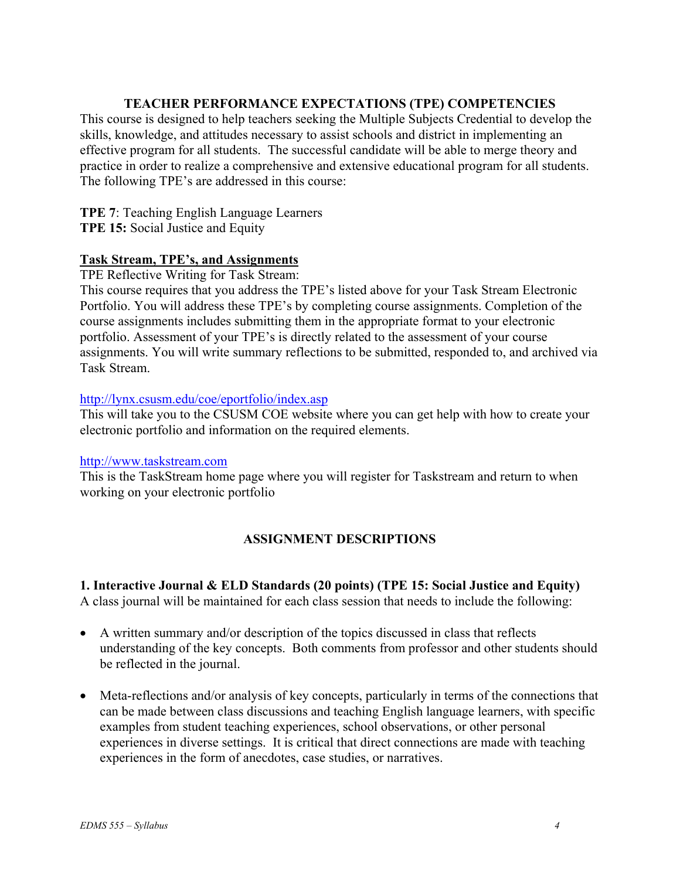## TEACHER PERFORMANCE EXPECTATIONS (TPE) COMPETENCIES

This course is designed to help teachers seeking the Multiple Subjects Credential to develop the skills, knowledge, and attitudes necessary to assist schools and district in implementing an effective program for all students. The successful candidate will be able to merge theory and practice in order to realize a comprehensive and extensive educational program for all students. The following TPE's are addressed in this course:

**TPE 7**: Teaching English Language Learners
**TPE 15:** Social Justice and Equity

### Task Stream, TPE's, and Assignments

TPE Reflective Writing for Task Stream:
This course requires that you address the TPE's listed above for your Task Stream Electronic Portfolio. You will address these TPE's by completing course assignments. Completion of the course assignments includes submitting them in the appropriate format to your electronic portfolio. Assessment of your TPE's is directly related to the assessment of your course assignments. You will write summary reflections to be submitted, responded to, and archived via Task Stream.

http://lynx.csusm.edu/coe/eportfolio/index.asp
This will take you to the CSUSM COE website where you can get help with how to create your electronic portfolio and information on the required elements.

http://www.taskstream.com
This is the TaskStream home page where you will register for Taskstream and return to when working on your electronic portfolio

## ASSIGNMENT DESCRIPTIONS

**1. Interactive Journal & ELD Standards (20 points) (TPE 15: Social Justice and Equity)**
A class journal will be maintained for each class session that needs to include the following:

- A written summary and/or description of the topics discussed in class that reflects understanding of the key concepts. Both comments from professor and other students should be reflected in the journal.
- Meta-reflections and/or analysis of key concepts, particularly in terms of the connections that can be made between class discussions and teaching English language learners, with specific examples from student teaching experiences, school observations, or other personal experiences in diverse settings. It is critical that direct connections are made with teaching experiences in the form of anecdotes, case studies, or narratives.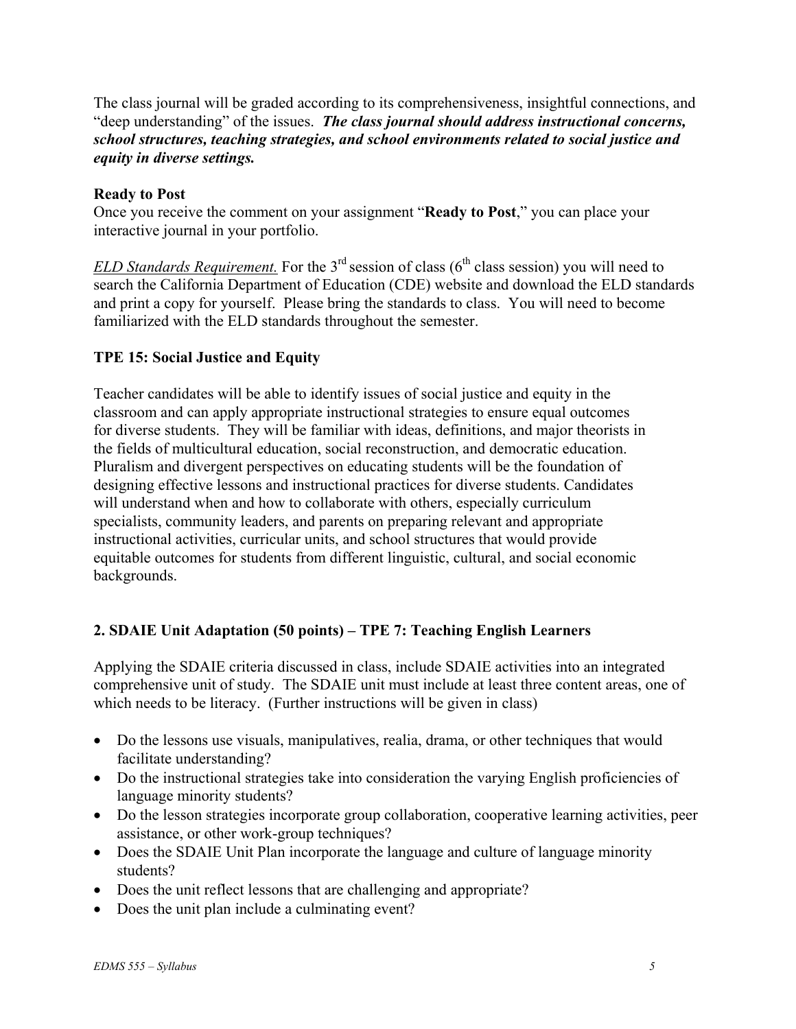The class journal will be graded according to its comprehensiveness, insightful connections, and "deep understanding" of the issues. ***The class journal should address instructional concerns, school structures, teaching strategies, and school environments related to social justice and equity in diverse settings.***

**Ready to Post**

Once you receive the comment on your assignment "**Ready to Post**," you can place your interactive journal in your portfolio.

*ELD Standards Requirement.* For the 3rd session of class (6th class session) you will need to search the California Department of Education (CDE) website and download the ELD standards and print a copy for yourself. Please bring the standards to class. You will need to become familiarized with the ELD standards throughout the semester.

**TPE 15: Social Justice and Equity**

Teacher candidates will be able to identify issues of social justice and equity in the classroom and can apply appropriate instructional strategies to ensure equal outcomes for diverse students. They will be familiar with ideas, definitions, and major theorists in the fields of multicultural education, social reconstruction, and democratic education. Pluralism and divergent perspectives on educating students will be the foundation of designing effective lessons and instructional practices for diverse students. Candidates will understand when and how to collaborate with others, especially curriculum specialists, community leaders, and parents on preparing relevant and appropriate instructional activities, curricular units, and school structures that would provide equitable outcomes for students from different linguistic, cultural, and social economic backgrounds.

**2. SDAIE Unit Adaptation (50 points) – TPE 7: Teaching English Learners**

Applying the SDAIE criteria discussed in class, include SDAIE activities into an integrated comprehensive unit of study. The SDAIE unit must include at least three content areas, one of which needs to be literacy. (Further instructions will be given in class)

- Do the lessons use visuals, manipulatives, realia, drama, or other techniques that would facilitate understanding?
- Do the instructional strategies take into consideration the varying English proficiencies of language minority students?
- Do the lesson strategies incorporate group collaboration, cooperative learning activities, peer assistance, or other work-group techniques?
- Does the SDAIE Unit Plan incorporate the language and culture of language minority students?
- Does the unit reflect lessons that are challenging and appropriate?
- Does the unit plan include a culminating event?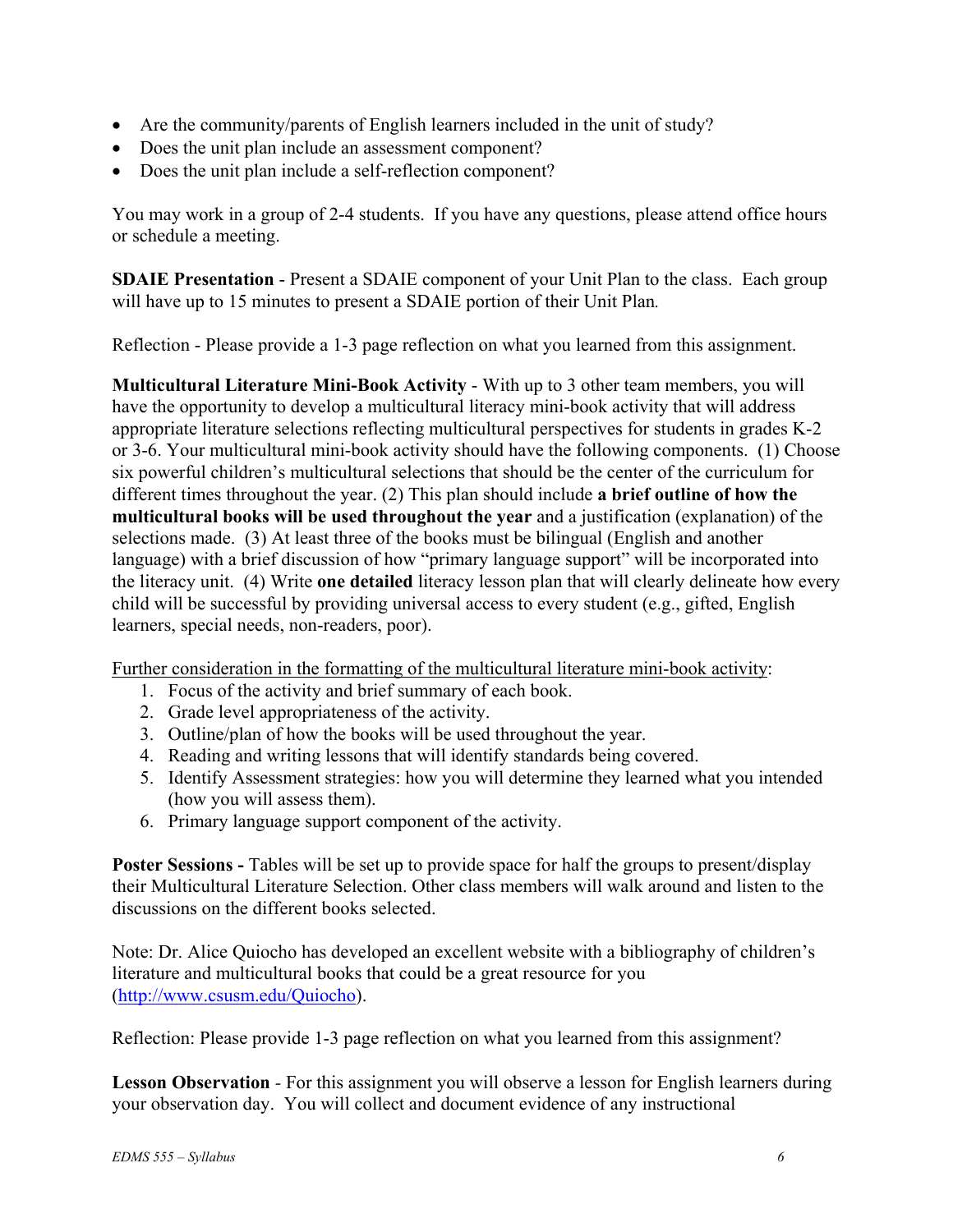- Are the community/parents of English learners included in the unit of study?
- Does the unit plan include an assessment component?
- Does the unit plan include a self-reflection component?

You may work in a group of 2-4 students. If you have any questions, please attend office hours or schedule a meeting.

**SDAIE Presentation** - Present a SDAIE component of your Unit Plan to the class. Each group will have up to 15 minutes to present a SDAIE portion of their Unit Plan*.*

Reflection - Please provide a 1-3 page reflection on what you learned from this assignment.

**Multicultural Literature Mini-Book Activity** - With up to 3 other team members, you will have the opportunity to develop a multicultural literacy mini-book activity that will address appropriate literature selections reflecting multicultural perspectives for students in grades K-2 or 3-6. Your multicultural mini-book activity should have the following components. (1) Choose six powerful children's multicultural selections that should be the center of the curriculum for different times throughout the year. (2) This plan should include **a brief outline of how the multicultural books will be used throughout the year** and a justification (explanation) of the selections made. (3) At least three of the books must be bilingual (English and another language) with a brief discussion of how "primary language support" will be incorporated into the literacy unit. (4) Write **one detailed** literacy lesson plan that will clearly delineate how every child will be successful by providing universal access to every student (e.g., gifted, English learners, special needs, non-readers, poor).

<u>Further consideration in the formatting of the multicultural literature mini-book activity</u>:

1. Focus of the activity and brief summary of each book.
2. Grade level appropriateness of the activity.
3. Outline/plan of how the books will be used throughout the year.
4. Reading and writing lessons that will identify standards being covered.
5. Identify Assessment strategies: how you will determine they learned what you intended (how you will assess them).
6. Primary language support component of the activity.

**Poster Sessions -** Tables will be set up to provide space for half the groups to present/display their Multicultural Literature Selection. Other class members will walk around and listen to the discussions on the different books selected.

Note: Dr. Alice Quiocho has developed an excellent website with a bibliography of children's literature and multicultural books that could be a great resource for you (http://www.csusm.edu/Quiocho).

Reflection: Please provide 1-3 page reflection on what you learned from this assignment?

**Lesson Observation** - For this assignment you will observe a lesson for English learners during your observation day. You will collect and document evidence of any instructional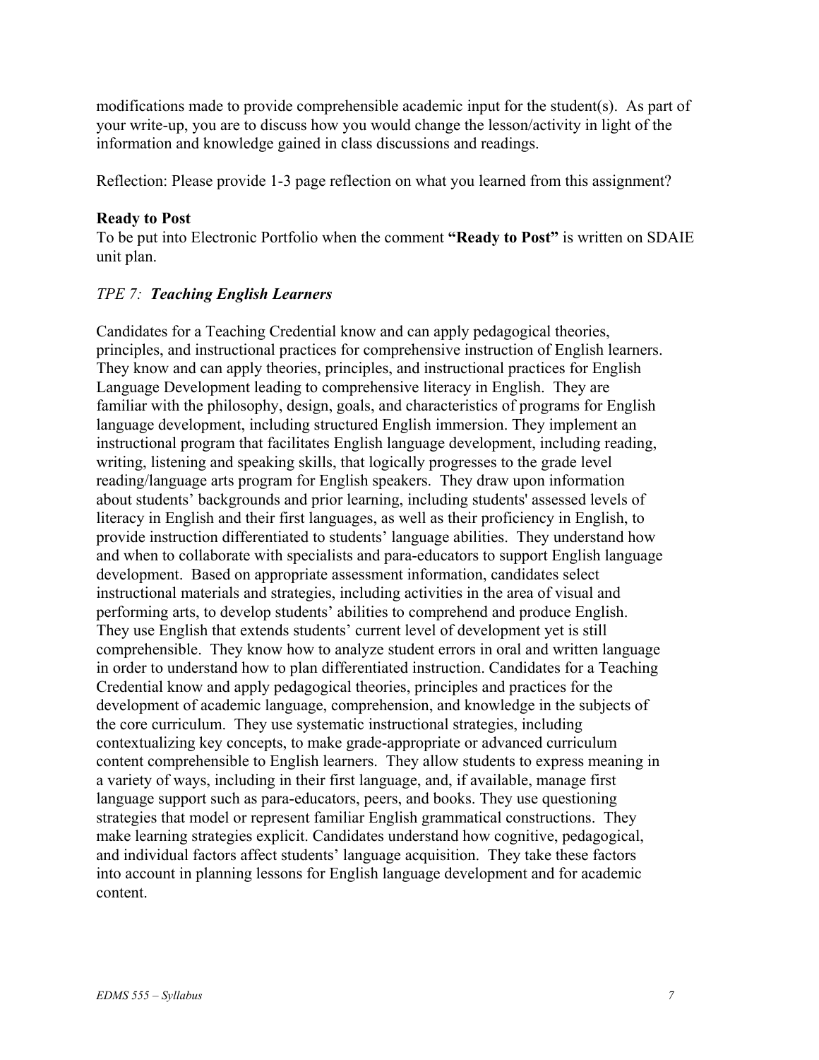modifications made to provide comprehensible academic input for the student(s). As part of your write-up, you are to discuss how you would change the lesson/activity in light of the information and knowledge gained in class discussions and readings.

Reflection: Please provide 1-3 page reflection on what you learned from this assignment?

**Ready to Post**

To be put into Electronic Portfolio when the comment **"Ready to Post"** is written on SDAIE unit plan.

*TPE 7: **Teaching English Learners***

Candidates for a Teaching Credential know and can apply pedagogical theories, principles, and instructional practices for comprehensive instruction of English learners. They know and can apply theories, principles, and instructional practices for English Language Development leading to comprehensive literacy in English. They are familiar with the philosophy, design, goals, and characteristics of programs for English language development, including structured English immersion. They implement an instructional program that facilitates English language development, including reading, writing, listening and speaking skills, that logically progresses to the grade level reading/language arts program for English speakers. They draw upon information about students' backgrounds and prior learning, including students' assessed levels of literacy in English and their first languages, as well as their proficiency in English, to provide instruction differentiated to students' language abilities. They understand how and when to collaborate with specialists and para-educators to support English language development. Based on appropriate assessment information, candidates select instructional materials and strategies, including activities in the area of visual and performing arts, to develop students' abilities to comprehend and produce English. They use English that extends students' current level of development yet is still comprehensible. They know how to analyze student errors in oral and written language in order to understand how to plan differentiated instruction. Candidates for a Teaching Credential know and apply pedagogical theories, principles and practices for the development of academic language, comprehension, and knowledge in the subjects of the core curriculum. They use systematic instructional strategies, including contextualizing key concepts, to make grade-appropriate or advanced curriculum content comprehensible to English learners. They allow students to express meaning in a variety of ways, including in their first language, and, if available, manage first language support such as para-educators, peers, and books. They use questioning strategies that model or represent familiar English grammatical constructions. They make learning strategies explicit. Candidates understand how cognitive, pedagogical, and individual factors affect students' language acquisition. They take these factors into account in planning lessons for English language development and for academic content.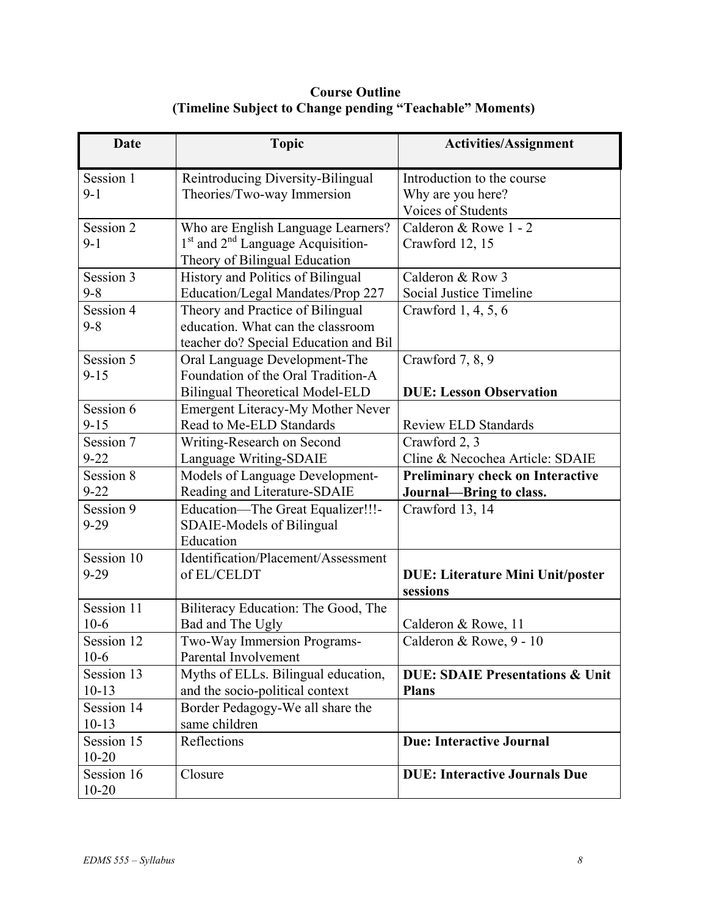**Course Outline**
**(Timeline Subject to Change pending "Teachable" Moments)**

| Date | Topic | Activities/Assignment |
|---|---|---|
| Session 1 9-1 | Reintroducing Diversity-Bilingual Theories/Two-way Immersion | Introduction to the course Why are you here? Voices of Students |
| Session 2 9-1 | Who are English Language Learners? 1st and 2nd Language Acquisition-Theory of Bilingual Education | Calderon & Rowe 1 - 2 Crawford 12, 15 |
| Session 3 9-8 | History and Politics of Bilingual Education/Legal Mandates/Prop 227 | Calderon & Row 3 Social Justice Timeline |
| Session 4 9-8 | Theory and Practice of Bilingual education. What can the classroom teacher do? Special Education and Bil | Crawford 1, 4, 5, 6 |
| Session 5 9-15 | Oral Language Development-The Foundation of the Oral Tradition-A Bilingual Theoretical Model-ELD | Crawford 7, 8, 9 **DUE: Lesson Observation** |
| Session 6 9-15 | Emergent Literacy-My Mother Never Read to Me-ELD Standards | Review ELD Standards |
| Session 7 9-22 | Writing-Research on Second Language Writing-SDAIE | Crawford 2, 3 Cline & Necochea Article: SDAIE |
| Session 8 9-22 | Models of Language Development-Reading and Literature-SDAIE | **Preliminary check on Interactive Journal—Bring to class.** |
| Session 9 9-29 | Education—The Great Equalizer!!!-SDAIE-Models of Bilingual Education | Crawford 13, 14 |
| Session 10 9-29 | Identification/Placement/Assessment of EL/CELDT | **DUE: Literature Mini Unit/poster sessions** |
| Session 11 10-6 | Biliteracy Education: The Good, The Bad and The Ugly | Calderon & Rowe, 11 |
| Session 12 10-6 | Two-Way Immersion Programs-Parental Involvement | Calderon & Rowe, 9 - 10 |
| Session 13 10-13 | Myths of ELLs. Bilingual education, and the socio-political context | **DUE: SDAIE Presentations & Unit Plans** |
| Session 14 10-13 | Border Pedagogy-We all share the same children | |
| Session 15 10-20 | Reflections | **Due: Interactive Journal** |
| Session 16 10-20 | Closure | **DUE: Interactive Journals Due** |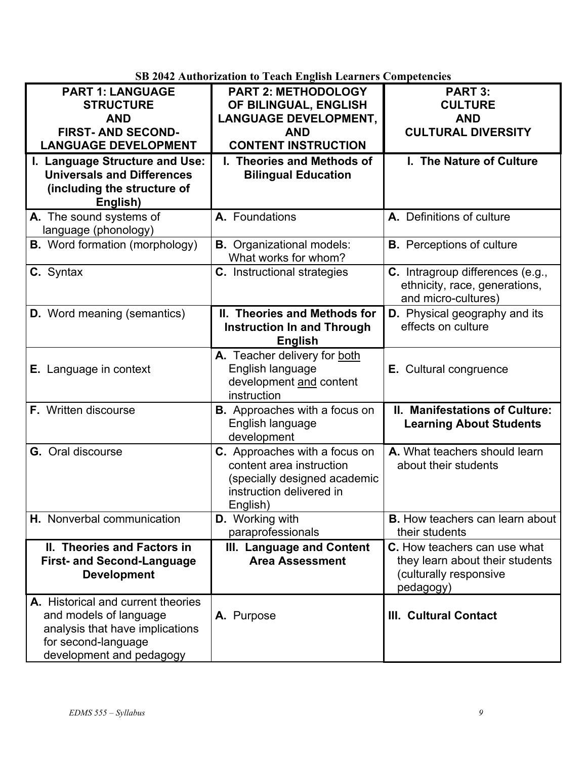**SB 2042 Authorization to Teach English Learners Competencies**

| PART 1: LANGUAGE STRUCTURE AND FIRST- AND SECOND-LANGUAGE DEVELOPMENT | PART 2: METHODOLOGY OF BILINGUAL, ENGLISH LANGUAGE DEVELOPMENT, AND CONTENT INSTRUCTION | PART 3: CULTURE AND CULTURAL DIVERSITY |
|---|---|---|
| **I. Language Structure and Use: Universals and Differences (including the structure of English)** | **I. Theories and Methods of Bilingual Education** | **I. The Nature of Culture** |
| **A.** The sound systems of language (phonology) | **A.** Foundations | **A.** Definitions of culture |
| **B.** Word formation (morphology) | **B.** Organizational models: What works for whom? | **B.** Perceptions of culture |
| **C.** Syntax | **C.** Instructional strategies | **C.** Intragroup differences (e.g., ethnicity, race, generations, and micro-cultures) |
| **D.** Word meaning (semantics) | **II. Theories and Methods for Instruction In and Through English** | **D.** Physical geography and its effects on culture |
| **E.** Language in context | **A.** Teacher delivery for both English language development and content instruction | **E.** Cultural congruence |
| **F.** Written discourse | **B.** Approaches with a focus on English language development | **II. Manifestations of Culture: Learning About Students** |
| **G.** Oral discourse | **C.** Approaches with a focus on content area instruction (specially designed academic instruction delivered in English) | **A.** What teachers should learn about their students |
| **H.** Nonverbal communication | **D.** Working with paraprofessionals | **B.** How teachers can learn about their students |
| **II. Theories and Factors in First- and Second-Language Development** | **III. Language and Content Area Assessment** | **C.** How teachers can use what they learn about their students (culturally responsive pedagogy) |
| **A.** Historical and current theories and models of language analysis that have implications for second-language development and pedagogy | **A.** Purpose | **III. Cultural Contact** |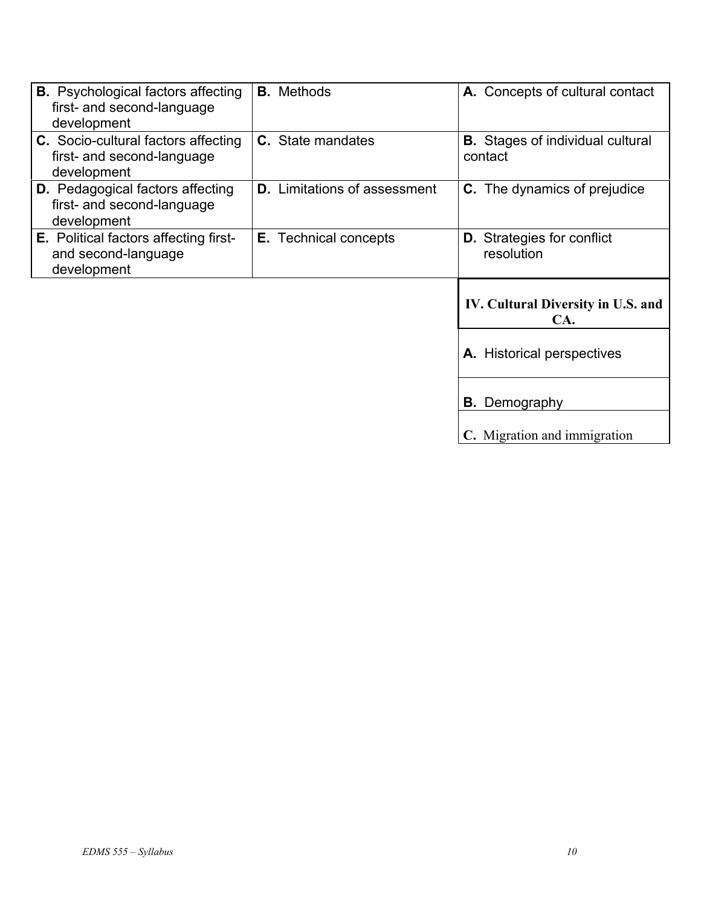| | | |
|---|---|---|
| **B.** Psychological factors affecting first- and second-language development | **B.** Methods | **A.** Concepts of cultural contact |
| **C.** Socio-cultural factors affecting first- and second-language development | **C.** State mandates | **B.** Stages of individual cultural contact |
| **D.** Pedagogical factors affecting first- and second-language development | **D.** Limitations of assessment | **C.** The dynamics of prejudice |
| **E.** Political factors affecting first- and second-language development | **E.** Technical concepts | **D.** Strategies for conflict resolution |
| | | **IV. Cultural Diversity in U.S. and CA.** |
| | | **A.** Historical perspectives |
| | | **B.** Demography |
| | | **C.** Migration and immigration |